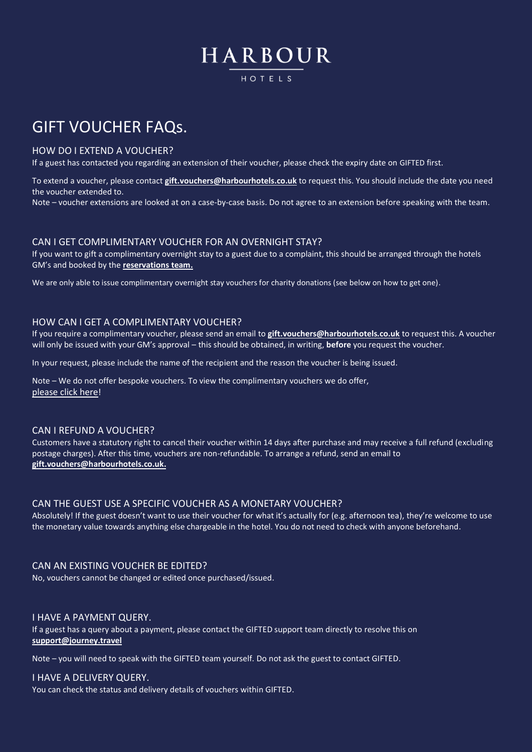# HARBOUR

HOTELS

# GIFT VOUCHER FAQs.

## HOW DO I EXTEND A VOUCHER?

If a guest has contacted you regarding an extension of their voucher, please check the expiry date on GIFTED first.

To extend a voucher, please contact **gift.vouchers@harbourhotels.co.uk** to request this. You should include the date you need the voucher extended to.

Note – voucher extensions are looked at on a case-by-case basis. Do not agree to an extension before speaking with the team.

## CAN I GET COMPLIMENTARY VOUCHER FOR AN OVERNIGHT STAY?

If you want to gift a complimentary overnight stay to a guest due to a complaint, this should be arranged through the hotels GM's and booked by the **reservations team.**

We are only able to issue complimentary overnight stay vouchers for charity donations (see below on how to get one).

## HOW CAN I GET A COMPLIMENTARY VOUCHER?

If you require a complimentary voucher, please send an email to **gift.vouchers@harbourhotels.co.uk** to request this. A voucher will only be issued with your GM's approval – this should be obtained, in writing, **before** you request the voucher.

In your request, please include the name of the recipient and the reason the voucher is being issued.

Note – We do not offer bespoke vouchers. To view the complimentary vouchers we do offer, please click here!

## CAN I REFUND A VOUCHER?

Customers have a statutory right to cancel their voucher within 14 days after purchase and may receive a full refund (excluding postage charges). After this time, vouchers are non-refundable. To arrange a refund, send an email to **gift.vouchers@harbourhotels.co.uk.**

## CAN THE GUEST USE A SPECIFIC VOUCHER AS A MONETARY VOUCHER?

Absolutely! If the guest doesn't want to use their voucher for what it's actually for (e.g. afternoon tea), they're welcome to use the monetary value towards anything else chargeable in the hotel. You do not need to check with anyone beforehand.

## CAN AN EXISTING VOUCHER BE EDITED?

No, vouchers cannot be changed or edited once purchased/issued.

## I HAVE A PAYMENT QUERY.

If a guest has a query about a payment, please contact the GIFTED support team directly to resolve this on **support@journey.travel**

Note – you will need to speak with the GIFTED team yourself. Do not ask the guest to contact GIFTED.

## I HAVE A DELIVERY QUERY.

You can check the status and delivery details of vouchers within GIFTED.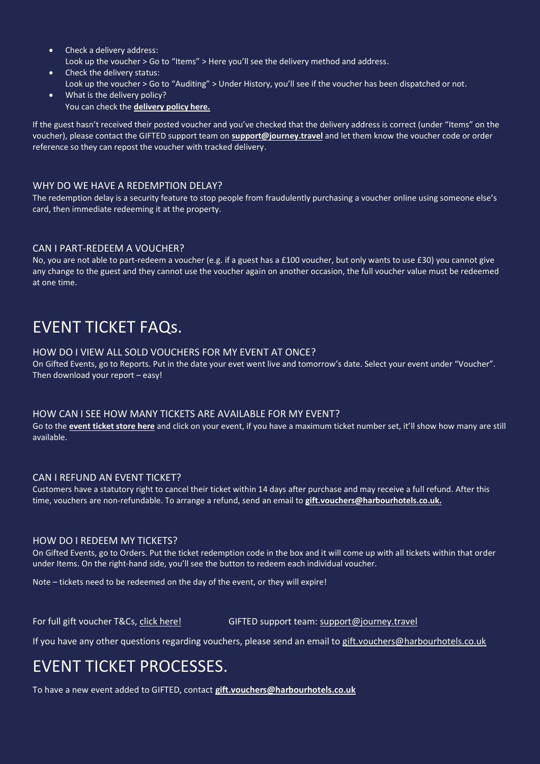- Check a delivery address:
  Look up the voucher > Go to "Items" > Here you'll see the delivery method and address.
- Check the delivery status:
  Look up the voucher > Go to "Auditing" > Under History, you'll see if the voucher has been dispatched or not.
- What is the delivery policy?
  You can check the **delivery policy here.**

If the guest hasn't received their posted voucher and you've checked that the delivery address is correct (under "Items" on the voucher), please contact the GIFTED support team on **support@journey.travel** and let them know the voucher code or order reference so they can repost the voucher with tracked delivery.

### WHY DO WE HAVE A REDEMPTION DELAY?

The redemption delay is a security feature to stop people from fraudulently purchasing a voucher online using someone else's card, then immediate redeeming it at the property.

### CAN I PART-REDEEM A VOUCHER?

No, you are not able to part-redeem a voucher (e.g. if a guest has a £100 voucher, but only wants to use £30) you cannot give any change to the guest and they cannot use the voucher again on another occasion, the full voucher value must be redeemed at one time.

## EVENT TICKET FAQs.

### HOW DO I VIEW ALL SOLD VOUCHERS FOR MY EVENT AT ONCE?

On Gifted Events, go to Reports. Put in the date your evet went live and tomorrow's date. Select your event under "Voucher". Then download your report – easy!

### HOW CAN I SEE HOW MANY TICKETS ARE AVAILABLE FOR MY EVENT?

Go to the **event ticket store here** and click on your event, if you have a maximum ticket number set, it'll show how many are still available.

### CAN I REFUND AN EVENT TICKET?

Customers have a statutory right to cancel their ticket within 14 days after purchase and may receive a full refund. After this time, vouchers are non-refundable. To arrange a refund, send an email to **gift.vouchers@harbourhotels.co.uk.**

### HOW DO I REDEEM MY TICKETS?

On Gifted Events, go to Orders. Put the ticket redemption code in the box and it will come up with all tickets within that order under Items. On the right-hand side, you'll see the button to redeem each individual voucher.

Note – tickets need to be redeemed on the day of the event, or they will expire!

For full gift voucher T&Cs, click here! GIFTED support team: support@journey.travel

If you have any other questions regarding vouchers, please send an email to gift.vouchers@harbourhotels.co.uk

## EVENT TICKET PROCESSES.

To have a new event added to GIFTED, contact **gift.vouchers@harbourhotels.co.uk**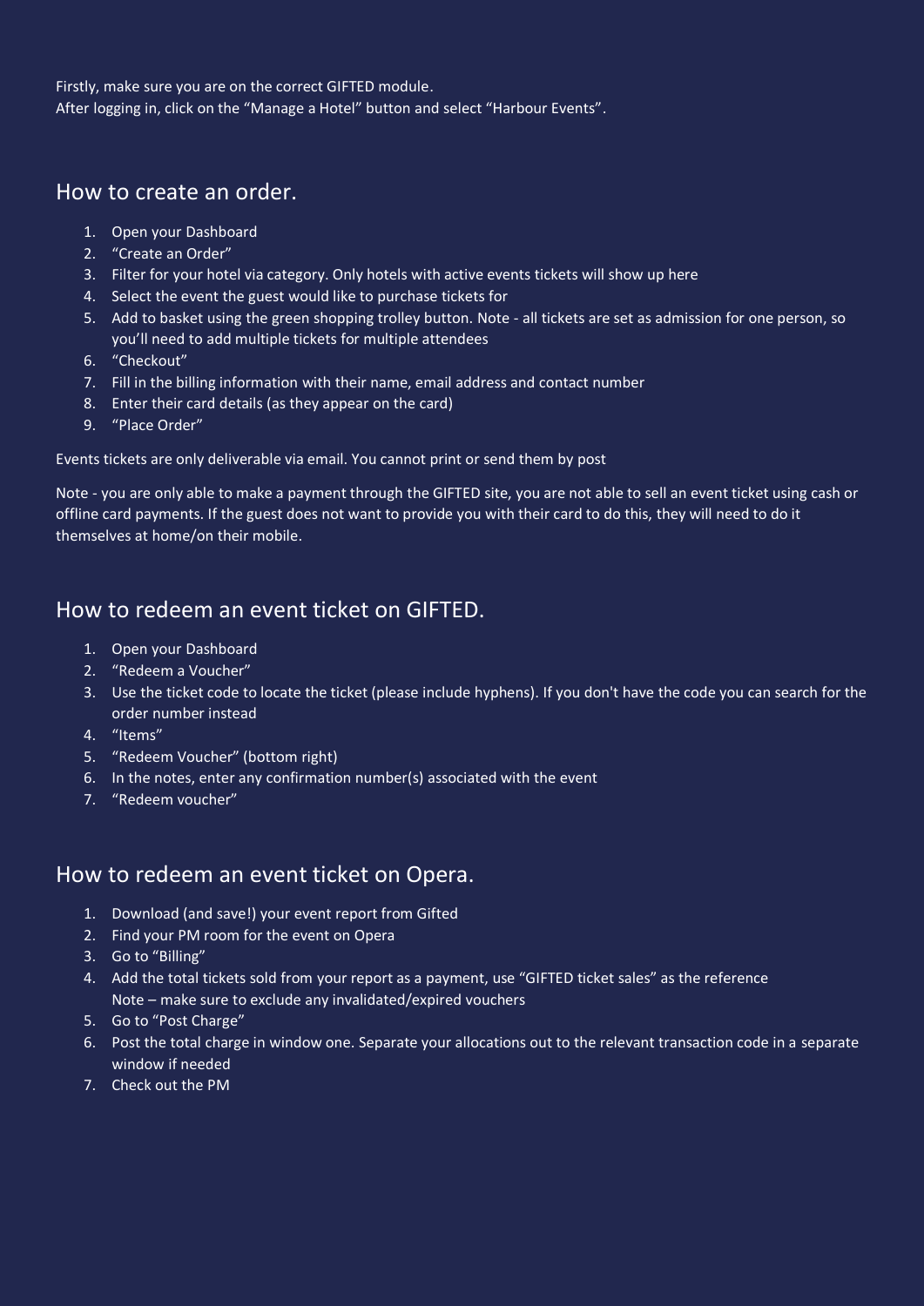Firstly, make sure you are on the correct GIFTED module.
After logging in, click on the "Manage a Hotel" button and select "Harbour Events".

## How to create an order.

1. Open your Dashboard
2. "Create an Order"
3. Filter for your hotel via category. Only hotels with active events tickets will show up here
4. Select the event the guest would like to purchase tickets for
5. Add to basket using the green shopping trolley button. Note - all tickets are set as admission for one person, so you'll need to add multiple tickets for multiple attendees
6. "Checkout"
7. Fill in the billing information with their name, email address and contact number
8. Enter their card details (as they appear on the card)
9. "Place Order"

Events tickets are only deliverable via email. You cannot print or send them by post

Note - you are only able to make a payment through the GIFTED site, you are not able to sell an event ticket using cash or offline card payments. If the guest does not want to provide you with their card to do this, they will need to do it themselves at home/on their mobile.

## How to redeem an event ticket on GIFTED.

1. Open your Dashboard
2. "Redeem a Voucher"
3. Use the ticket code to locate the ticket (please include hyphens). If you don't have the code you can search for the order number instead
4. "Items"
5. "Redeem Voucher" (bottom right)
6. In the notes, enter any confirmation number(s) associated with the event
7. "Redeem voucher"

## How to redeem an event ticket on Opera.

1. Download (and save!) your event report from Gifted
2. Find your PM room for the event on Opera
3. Go to "Billing"
4. Add the total tickets sold from your report as a payment, use "GIFTED ticket sales" as the reference
   Note – make sure to exclude any invalidated/expired vouchers
5. Go to "Post Charge"
6. Post the total charge in window one. Separate your allocations out to the relevant transaction code in a separate window if needed
7. Check out the PM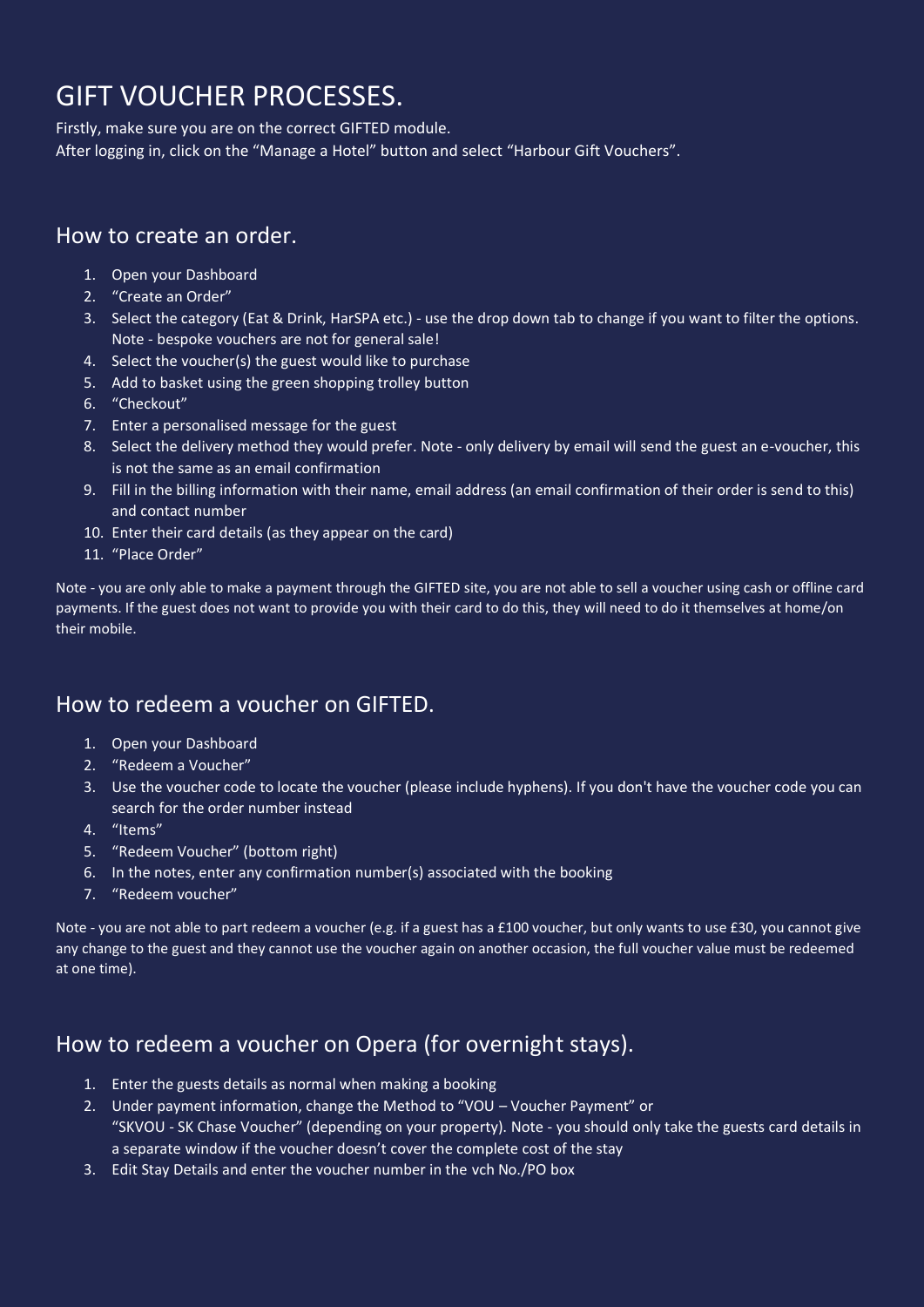# GIFT VOUCHER PROCESSES.

Firstly, make sure you are on the correct GIFTED module.
After logging in, click on the "Manage a Hotel" button and select "Harbour Gift Vouchers".

## How to create an order.

1. Open your Dashboard
2. "Create an Order"
3. Select the category (Eat & Drink, HarSPA etc.) - use the drop down tab to change if you want to filter the options. Note - bespoke vouchers are not for general sale!
4. Select the voucher(s) the guest would like to purchase
5. Add to basket using the green shopping trolley button
6. "Checkout"
7. Enter a personalised message for the guest
8. Select the delivery method they would prefer. Note - only delivery by email will send the guest an e-voucher, this is not the same as an email confirmation
9. Fill in the billing information with their name, email address (an email confirmation of their order is send to this) and contact number
10. Enter their card details (as they appear on the card)
11. "Place Order"

Note - you are only able to make a payment through the GIFTED site, you are not able to sell a voucher using cash or offline card payments. If the guest does not want to provide you with their card to do this, they will need to do it themselves at home/on their mobile.

## How to redeem a voucher on GIFTED.

1. Open your Dashboard
2. "Redeem a Voucher"
3. Use the voucher code to locate the voucher (please include hyphens). If you don't have the voucher code you can search for the order number instead
4. "Items"
5. "Redeem Voucher" (bottom right)
6. In the notes, enter any confirmation number(s) associated with the booking
7. "Redeem voucher"

Note - you are not able to part redeem a voucher (e.g. if a guest has a £100 voucher, but only wants to use £30, you cannot give any change to the guest and they cannot use the voucher again on another occasion, the full voucher value must be redeemed at one time).

## How to redeem a voucher on Opera (for overnight stays).

1. Enter the guests details as normal when making a booking
2. Under payment information, change the Method to "VOU – Voucher Payment" or "SKVOU - SK Chase Voucher" (depending on your property). Note - you should only take the guests card details in a separate window if the voucher doesn't cover the complete cost of the stay
3. Edit Stay Details and enter the voucher number in the vch No./PO box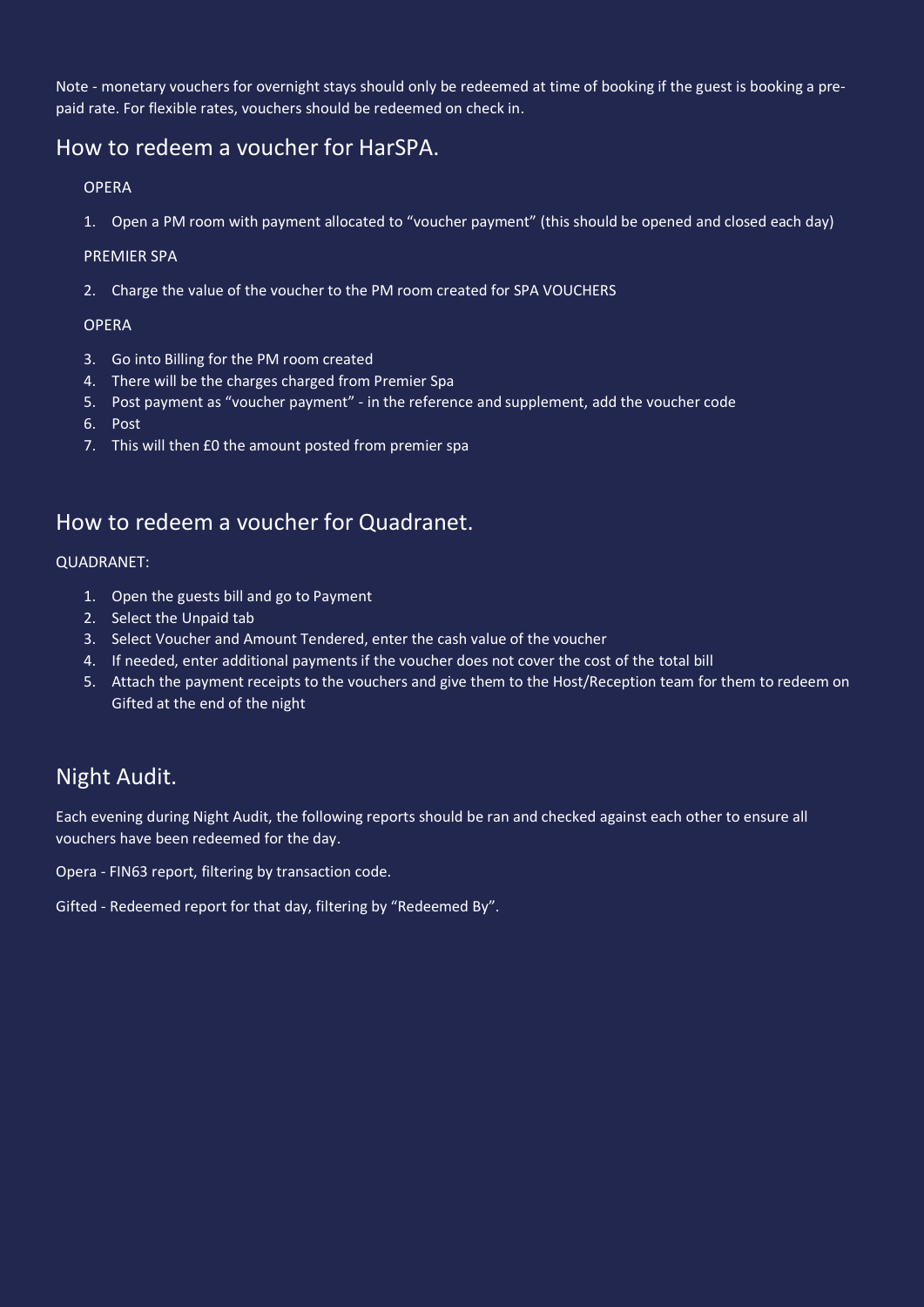Note - monetary vouchers for overnight stays should only be redeemed at time of booking if the guest is booking a pre-paid rate. For flexible rates, vouchers should be redeemed on check in.

## How to redeem a voucher for HarSPA.

OPERA

1. Open a PM room with payment allocated to "voucher payment" (this should be opened and closed each day)

PREMIER SPA

2. Charge the value of the voucher to the PM room created for SPA VOUCHERS

OPERA

3. Go into Billing for the PM room created
4. There will be the charges charged from Premier Spa
5. Post payment as "voucher payment" - in the reference and supplement, add the voucher code
6. Post
7. This will then £0 the amount posted from premier spa

## How to redeem a voucher for Quadranet.

QUADRANET:

1. Open the guests bill and go to Payment
2. Select the Unpaid tab
3. Select Voucher and Amount Tendered, enter the cash value of the voucher
4. If needed, enter additional payments if the voucher does not cover the cost of the total bill
5. Attach the payment receipts to the vouchers and give them to the Host/Reception team for them to redeem on Gifted at the end of the night

## Night Audit.

Each evening during Night Audit, the following reports should be ran and checked against each other to ensure all vouchers have been redeemed for the day.

Opera - FIN63 report, filtering by transaction code.

Gifted - Redeemed report for that day, filtering by "Redeemed By".